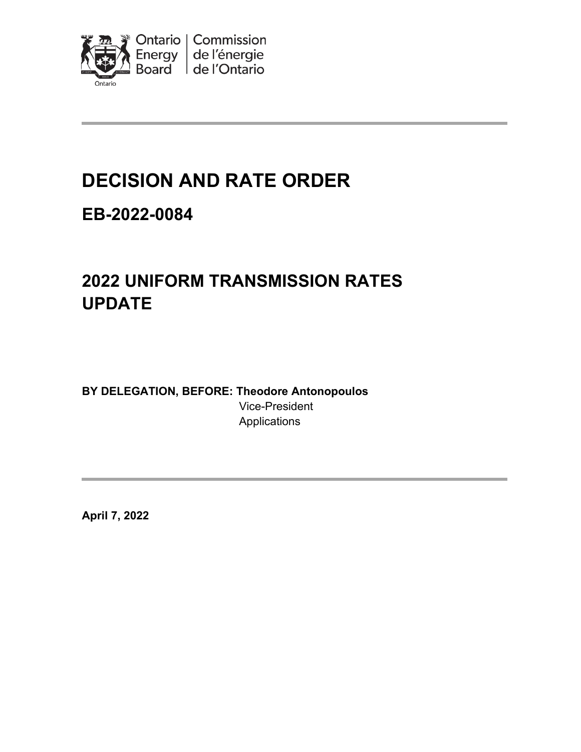Ontario Energy Board | Commission de l'énergie de l'Ontario

# DECISION AND RATE ORDER

## EB-2022-0084

# 2022 UNIFORM TRANSMISSION RATES UPDATE

**BY DELEGATION, BEFORE: Theodore Antonopoulos**
Vice-President
Applications

**April 7, 2022**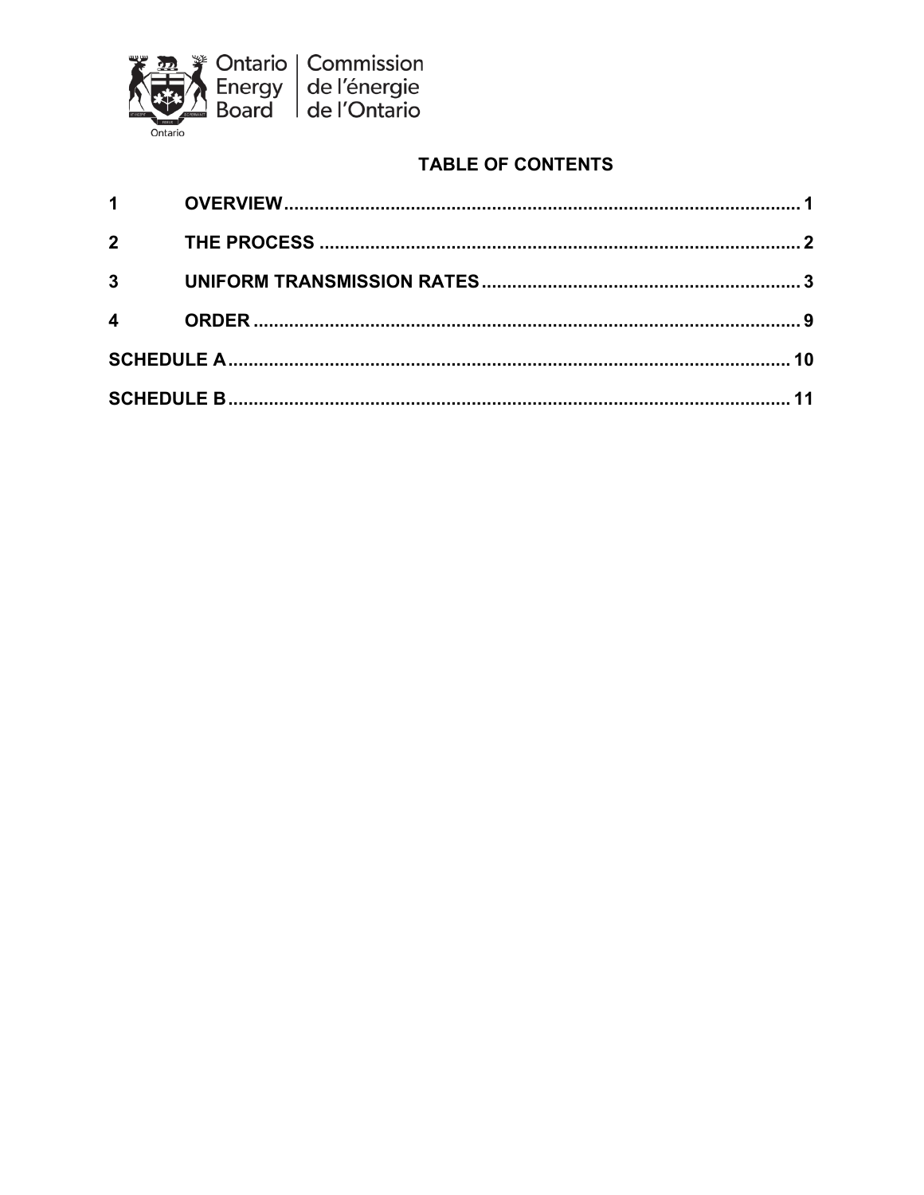Ontario Energy Board | Commission de l'énergie de l'Ontario

## TABLE OF CONTENTS

| | | |
|---|---|---|
| 1 | OVERVIEW | 1 |
| 2 | THE PROCESS | 2 |
| 3 | UNIFORM TRANSMISSION RATES | 3 |
| 4 | ORDER | 9 |
| SCHEDULE A | | 10 |
| SCHEDULE B | | 11 |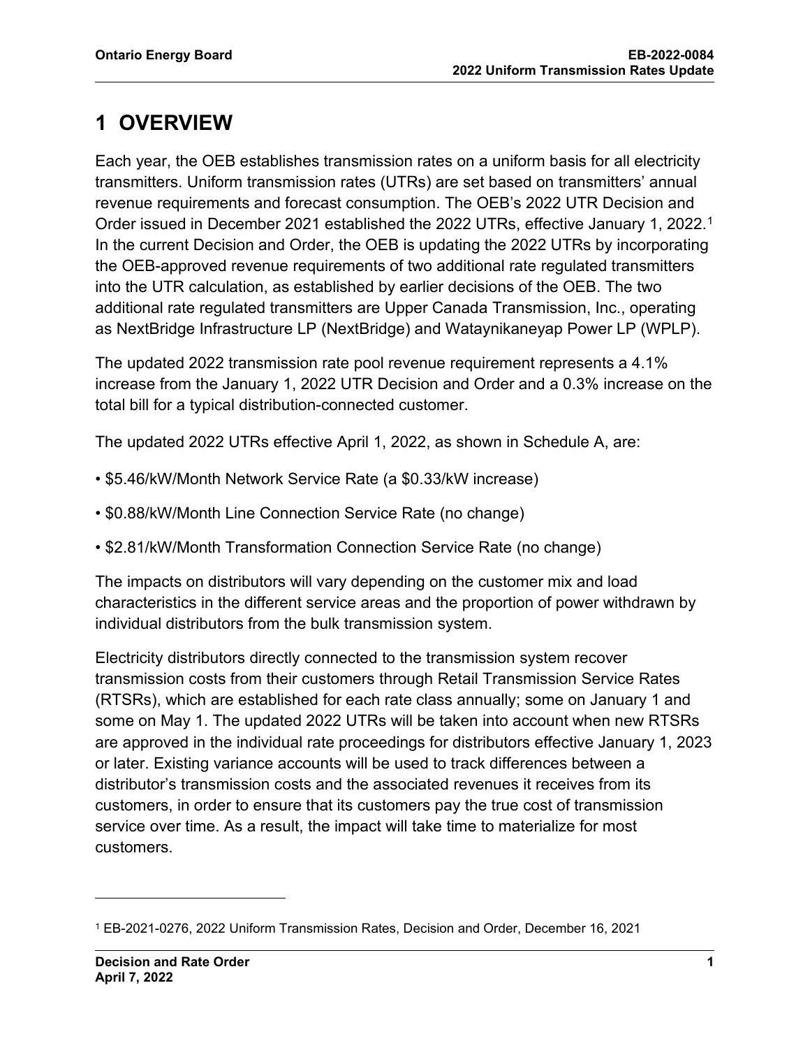# 1 OVERVIEW

Each year, the OEB establishes transmission rates on a uniform basis for all electricity transmitters. Uniform transmission rates (UTRs) are set based on transmitters' annual revenue requirements and forecast consumption. The OEB's 2022 UTR Decision and Order issued in December 2021 established the 2022 UTRs, effective January 1, 2022.[1] In the current Decision and Order, the OEB is updating the 2022 UTRs by incorporating the OEB-approved revenue requirements of two additional rate regulated transmitters into the UTR calculation, as established by earlier decisions of the OEB. The two additional rate regulated transmitters are Upper Canada Transmission, Inc., operating as NextBridge Infrastructure LP (NextBridge) and Wataynikaneyap Power LP (WPLP).

The updated 2022 transmission rate pool revenue requirement represents a 4.1% increase from the January 1, 2022 UTR Decision and Order and a 0.3% increase on the total bill for a typical distribution-connected customer.

The updated 2022 UTRs effective April 1, 2022, as shown in Schedule A, are:

- $5.46/kW/Month Network Service Rate (a $0.33/kW increase)
- $0.88/kW/Month Line Connection Service Rate (no change)
- $2.81/kW/Month Transformation Connection Service Rate (no change)

The impacts on distributors will vary depending on the customer mix and load characteristics in the different service areas and the proportion of power withdrawn by individual distributors from the bulk transmission system.

Electricity distributors directly connected to the transmission system recover transmission costs from their customers through Retail Transmission Service Rates (RTSRs), which are established for each rate class annually; some on January 1 and some on May 1. The updated 2022 UTRs will be taken into account when new RTSRs are approved in the individual rate proceedings for distributors effective January 1, 2023 or later. Existing variance accounts will be used to track differences between a distributor's transmission costs and the associated revenues it receives from its customers, in order to ensure that its customers pay the true cost of transmission service over time. As a result, the impact will take time to materialize for most customers.

---

[1] EB-2021-0276, 2022 Uniform Transmission Rates, Decision and Order, December 16, 2021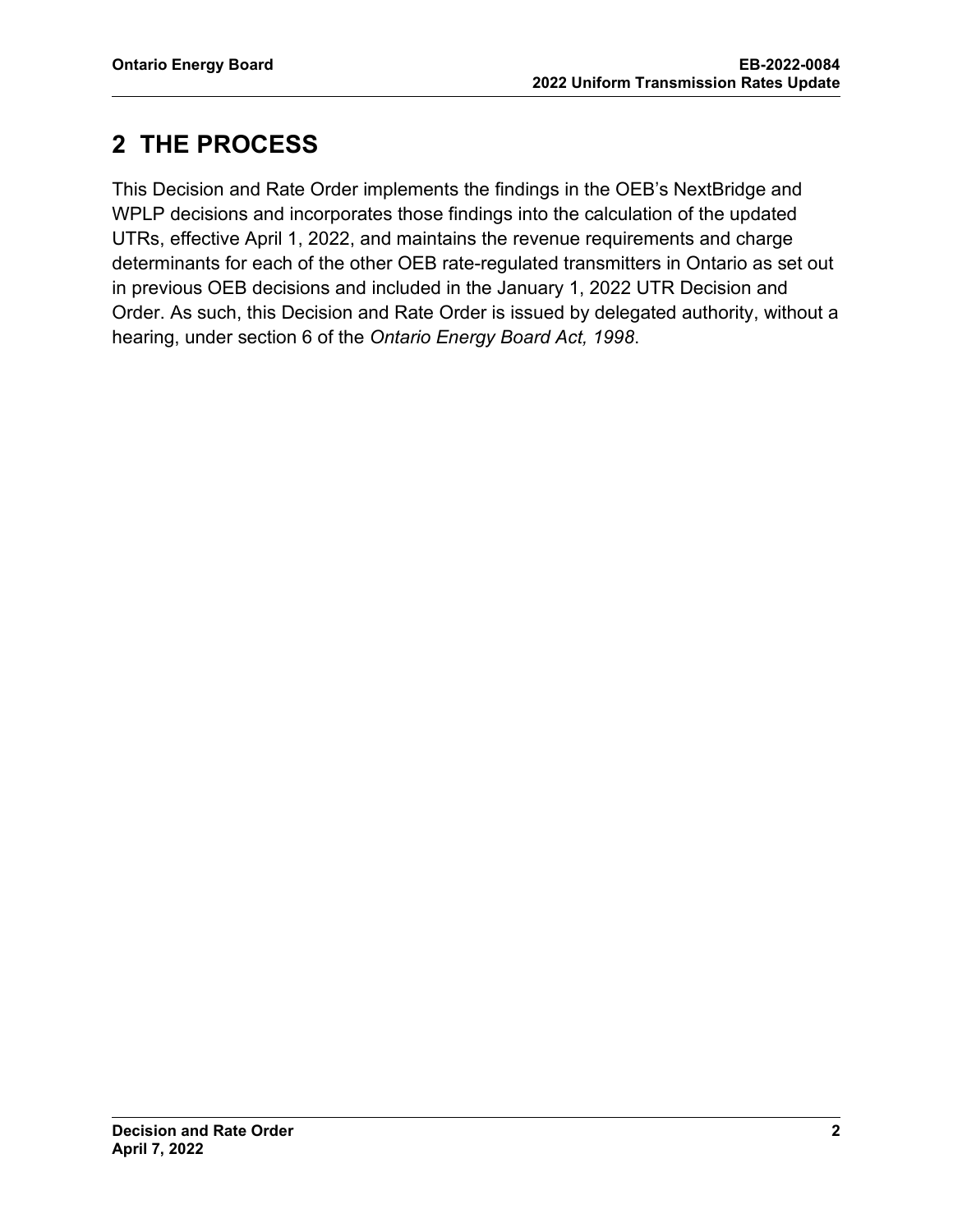# 2 THE PROCESS

This Decision and Rate Order implements the findings in the OEB's NextBridge and WPLP decisions and incorporates those findings into the calculation of the updated UTRs, effective April 1, 2022, and maintains the revenue requirements and charge determinants for each of the other OEB rate-regulated transmitters in Ontario as set out in previous OEB decisions and included in the January 1, 2022 UTR Decision and Order. As such, this Decision and Rate Order is issued by delegated authority, without a hearing, under section 6 of the *Ontario Energy Board Act, 1998*.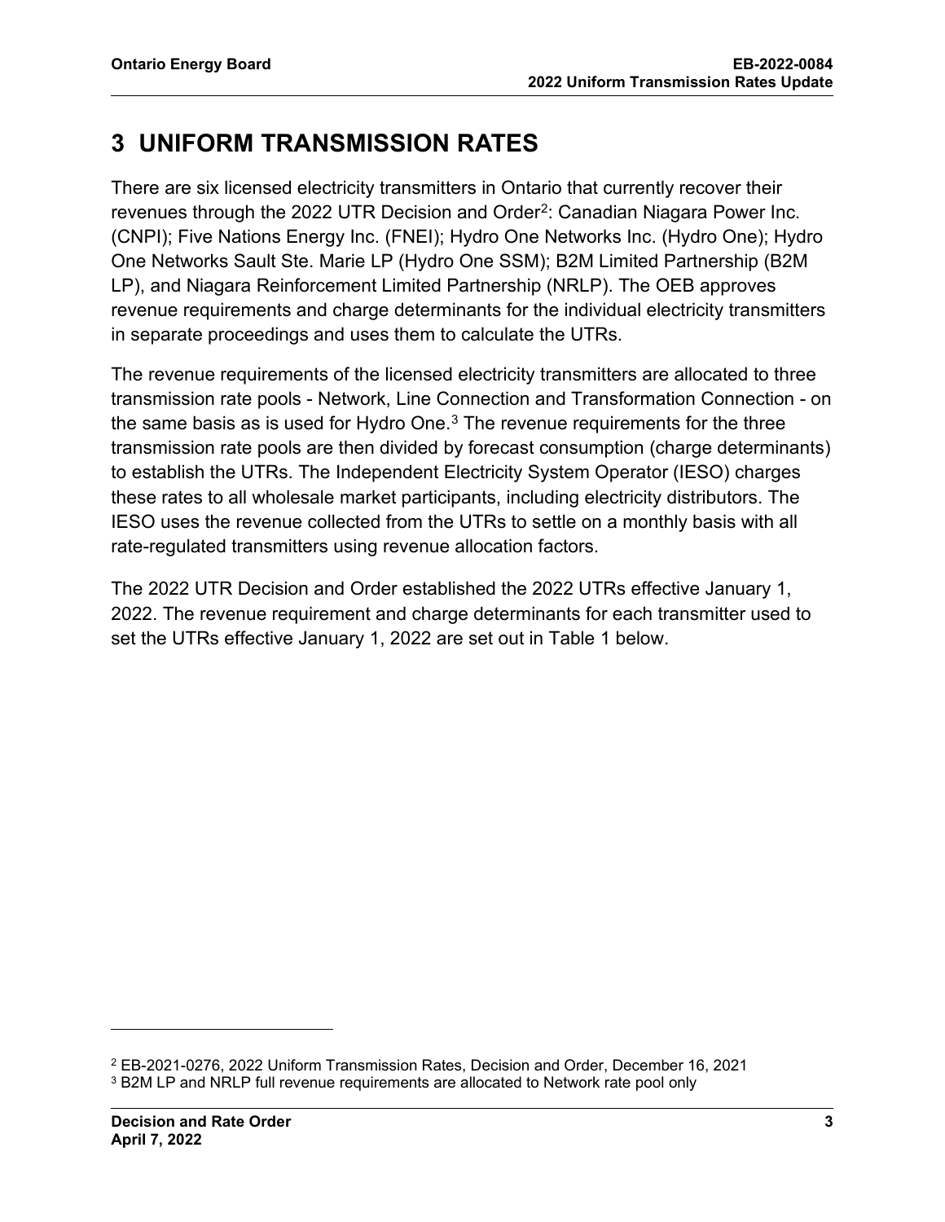# 3 UNIFORM TRANSMISSION RATES

There are six licensed electricity transmitters in Ontario that currently recover their revenues through the 2022 UTR Decision and Order[2]: Canadian Niagara Power Inc. (CNPI); Five Nations Energy Inc. (FNEI); Hydro One Networks Inc. (Hydro One); Hydro One Networks Sault Ste. Marie LP (Hydro One SSM); B2M Limited Partnership (B2M LP), and Niagara Reinforcement Limited Partnership (NRLP). The OEB approves revenue requirements and charge determinants for the individual electricity transmitters in separate proceedings and uses them to calculate the UTRs.

The revenue requirements of the licensed electricity transmitters are allocated to three transmission rate pools - Network, Line Connection and Transformation Connection - on the same basis as is used for Hydro One.[3] The revenue requirements for the three transmission rate pools are then divided by forecast consumption (charge determinants) to establish the UTRs. The Independent Electricity System Operator (IESO) charges these rates to all wholesale market participants, including electricity distributors. The IESO uses the revenue collected from the UTRs to settle on a monthly basis with all rate-regulated transmitters using revenue allocation factors.

The 2022 UTR Decision and Order established the 2022 UTRs effective January 1, 2022. The revenue requirement and charge determinants for each transmitter used to set the UTRs effective January 1, 2022 are set out in Table 1 below.

[2] EB-2021-0276, 2022 Uniform Transmission Rates, Decision and Order, December 16, 2021

[3] B2M LP and NRLP full revenue requirements are allocated to Network rate pool only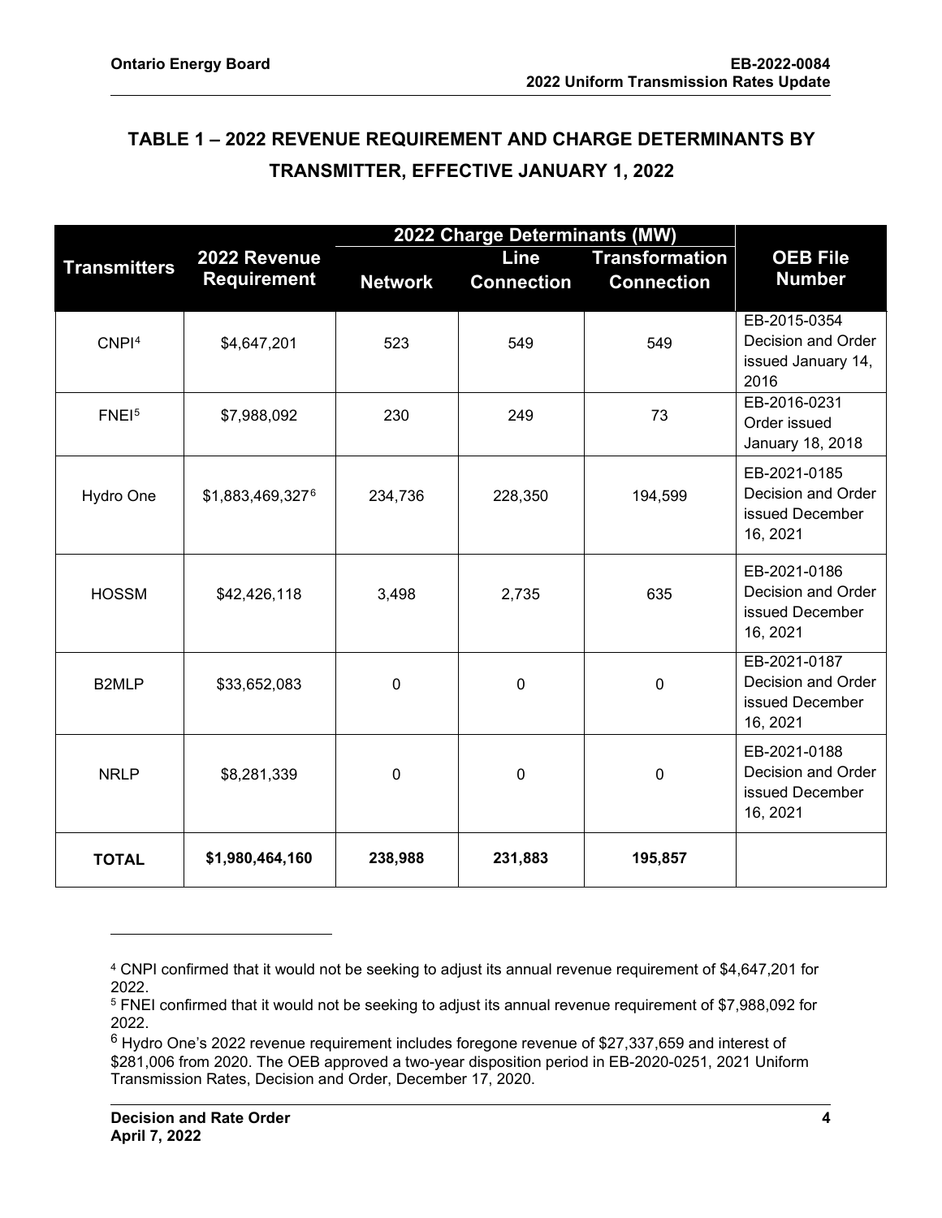## TABLE 1 – 2022 REVENUE REQUIREMENT AND CHARGE DETERMINANTS BY TRANSMITTER, EFFECTIVE JANUARY 1, 2022

| Transmitters | 2022 Revenue Requirement | 2022 Charge Determinants (MW) | | | OEB File Number |
|---|---|---|---|---|---|
| | | Network | Line Connection | Transformation Connection | |
| CNPI[4] | $4,647,201 | 523 | 549 | 549 | EB-2015-0354 Decision and Order issued January 14, 2016 |
| FNEI[5] | $7,988,092 | 230 | 249 | 73 | EB-2016-0231 Order issued January 18, 2018 |
| Hydro One | $1,883,469,327[6] | 234,736 | 228,350 | 194,599 | EB-2021-0185 Decision and Order issued December 16, 2021 |
| HOSSM | $42,426,118 | 3,498 | 2,735 | 635 | EB-2021-0186 Decision and Order issued December 16, 2021 |
| B2MLP | $33,652,083 | 0 | 0 | 0 | EB-2021-0187 Decision and Order issued December 16, 2021 |
| NRLP | $8,281,339 | 0 | 0 | 0 | EB-2021-0188 Decision and Order issued December 16, 2021 |
| **TOTAL** | **$1,980,464,160** | **238,988** | **231,883** | **195,857** | |

[4] CNPI confirmed that it would not be seeking to adjust its annual revenue requirement of $4,647,201 for 2022.

[5] FNEI confirmed that it would not be seeking to adjust its annual revenue requirement of $7,988,092 for 2022.

[6] Hydro One's 2022 revenue requirement includes foregone revenue of $27,337,659 and interest of $281,006 from 2020. The OEB approved a two-year disposition period in EB-2020-0251, 2021 Uniform Transmission Rates, Decision and Order, December 17, 2020.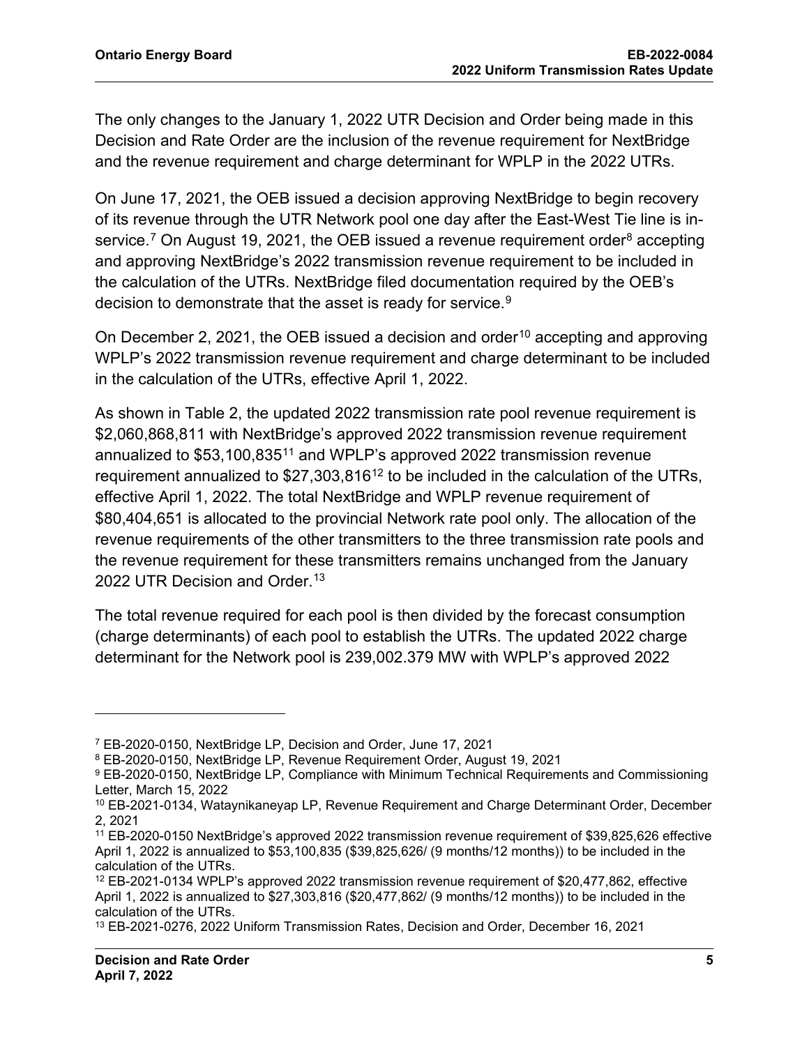The only changes to the January 1, 2022 UTR Decision and Order being made in this Decision and Rate Order are the inclusion of the revenue requirement for NextBridge and the revenue requirement and charge determinant for WPLP in the 2022 UTRs.

On June 17, 2021, the OEB issued a decision approving NextBridge to begin recovery of its revenue through the UTR Network pool one day after the East-West Tie line is in-service.[7] On August 19, 2021, the OEB issued a revenue requirement order[8] accepting and approving NextBridge's 2022 transmission revenue requirement to be included in the calculation of the UTRs. NextBridge filed documentation required by the OEB's decision to demonstrate that the asset is ready for service.[9]

On December 2, 2021, the OEB issued a decision and order[10] accepting and approving WPLP's 2022 transmission revenue requirement and charge determinant to be included in the calculation of the UTRs, effective April 1, 2022.

As shown in Table 2, the updated 2022 transmission rate pool revenue requirement is \$2,060,868,811 with NextBridge's approved 2022 transmission revenue requirement annualized to \$53,100,835[11] and WPLP's approved 2022 transmission revenue requirement annualized to \$27,303,816[12] to be included in the calculation of the UTRs, effective April 1, 2022. The total NextBridge and WPLP revenue requirement of \$80,404,651 is allocated to the provincial Network rate pool only. The allocation of the revenue requirements of the other transmitters to the three transmission rate pools and the revenue requirement for these transmitters remains unchanged from the January 2022 UTR Decision and Order.[13]

The total revenue required for each pool is then divided by the forecast consumption (charge determinants) of each pool to establish the UTRs. The updated 2022 charge determinant for the Network pool is 239,002.379 MW with WPLP's approved 2022

---

[7] EB-2020-0150, NextBridge LP, Decision and Order, June 17, 2021

[8] EB-2020-0150, NextBridge LP, Revenue Requirement Order, August 19, 2021

[9] EB-2020-0150, NextBridge LP, Compliance with Minimum Technical Requirements and Commissioning Letter, March 15, 2022

[10] EB-2021-0134, Wataynikaneyap LP, Revenue Requirement and Charge Determinant Order, December 2, 2021

[11] EB-2020-0150 NextBridge's approved 2022 transmission revenue requirement of \$39,825,626 effective April 1, 2022 is annualized to \$53,100,835 (\$39,825,626/ (9 months/12 months)) to be included in the calculation of the UTRs.

[12] EB-2021-0134 WPLP's approved 2022 transmission revenue requirement of \$20,477,862, effective April 1, 2022 is annualized to \$27,303,816 (\$20,477,862/ (9 months/12 months)) to be included in the calculation of the UTRs.

[13] EB-2021-0276, 2022 Uniform Transmission Rates, Decision and Order, December 16, 2021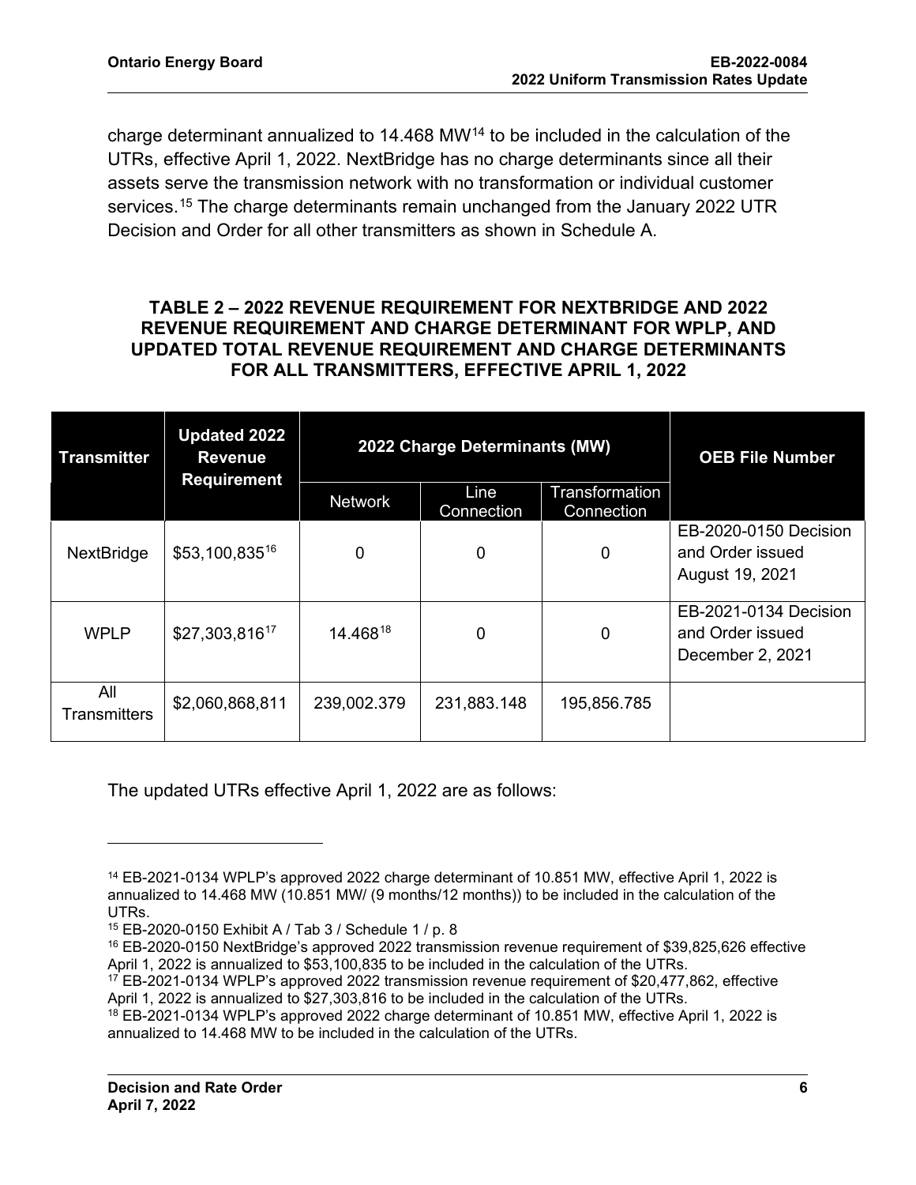charge determinant annualized to 14.468 MW[14] to be included in the calculation of the UTRs, effective April 1, 2022. NextBridge has no charge determinants since all their assets serve the transmission network with no transformation or individual customer services.[15] The charge determinants remain unchanged from the January 2022 UTR Decision and Order for all other transmitters as shown in Schedule A.

**TABLE 2 – 2022 REVENUE REQUIREMENT FOR NEXTBRIDGE AND 2022 REVENUE REQUIREMENT AND CHARGE DETERMINANT FOR WPLP, AND UPDATED TOTAL REVENUE REQUIREMENT AND CHARGE DETERMINANTS FOR ALL TRANSMITTERS, EFFECTIVE APRIL 1, 2022**

| Transmitter | Updated 2022 Revenue Requirement | 2022 Charge Determinants (MW) | | | OEB File Number |
|---|---|---|---|---|---|
| | | Network | Line Connection | Transformation Connection | |
| NextBridge | $53,100,835[16] | 0 | 0 | 0 | EB-2020-0150 Decision and Order issued August 19, 2021 |
| WPLP | $27,303,816[17] | 14.468[18] | 0 | 0 | EB-2021-0134 Decision and Order issued December 2, 2021 |
| All Transmitters | $2,060,868,811 | 239,002.379 | 231,883.148 | 195,856.785 | |

The updated UTRs effective April 1, 2022 are as follows:

---

[14] EB-2021-0134 WPLP's approved 2022 charge determinant of 10.851 MW, effective April 1, 2022 is annualized to 14.468 MW (10.851 MW/ (9 months/12 months)) to be included in the calculation of the UTRs.

[15] EB-2020-0150 Exhibit A / Tab 3 / Schedule 1 / p. 8

[16] EB-2020-0150 NextBridge's approved 2022 transmission revenue requirement of $39,825,626 effective April 1, 2022 is annualized to $53,100,835 to be included in the calculation of the UTRs.

[17] EB-2021-0134 WPLP's approved 2022 transmission revenue requirement of $20,477,862, effective April 1, 2022 is annualized to $27,303,816 to be included in the calculation of the UTRs.

[18] EB-2021-0134 WPLP's approved 2022 charge determinant of 10.851 MW, effective April 1, 2022 is annualized to 14.468 MW to be included in the calculation of the UTRs.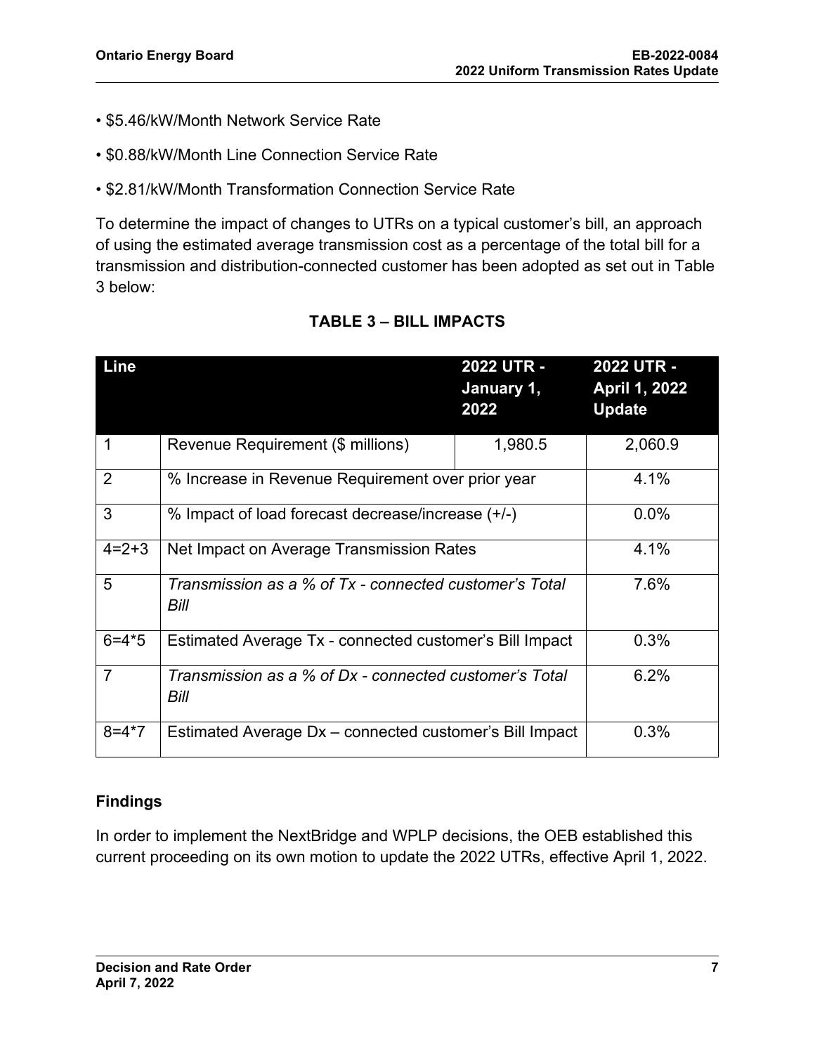- \$5.46/kW/Month Network Service Rate
- \$0.88/kW/Month Line Connection Service Rate
- \$2.81/kW/Month Transformation Connection Service Rate

To determine the impact of changes to UTRs on a typical customer's bill, an approach of using the estimated average transmission cost as a percentage of the total bill for a transmission and distribution-connected customer has been adopted as set out in Table 3 below:

**TABLE 3 – BILL IMPACTS**

| Line | | 2022 UTR - January 1, 2022 | 2022 UTR - April 1, 2022 Update |
|---|---|---|---|
| 1 | Revenue Requirement (\$ millions) | 1,980.5 | 2,060.9 |
| 2 | % Increase in Revenue Requirement over prior year | | 4.1% |
| 3 | % Impact of load forecast decrease/increase (+/-) | | 0.0% |
| 4=2+3 | Net Impact on Average Transmission Rates | | 4.1% |
| 5 | *Transmission as a % of Tx - connected customer's Total Bill* | | 7.6% |
| 6=4*5 | Estimated Average Tx - connected customer's Bill Impact | | 0.3% |
| 7 | *Transmission as a % of Dx - connected customer's Total Bill* | | 6.2% |
| 8=4*7 | Estimated Average Dx – connected customer's Bill Impact | | 0.3% |

### Findings

In order to implement the NextBridge and WPLP decisions, the OEB established this current proceeding on its own motion to update the 2022 UTRs, effective April 1, 2022.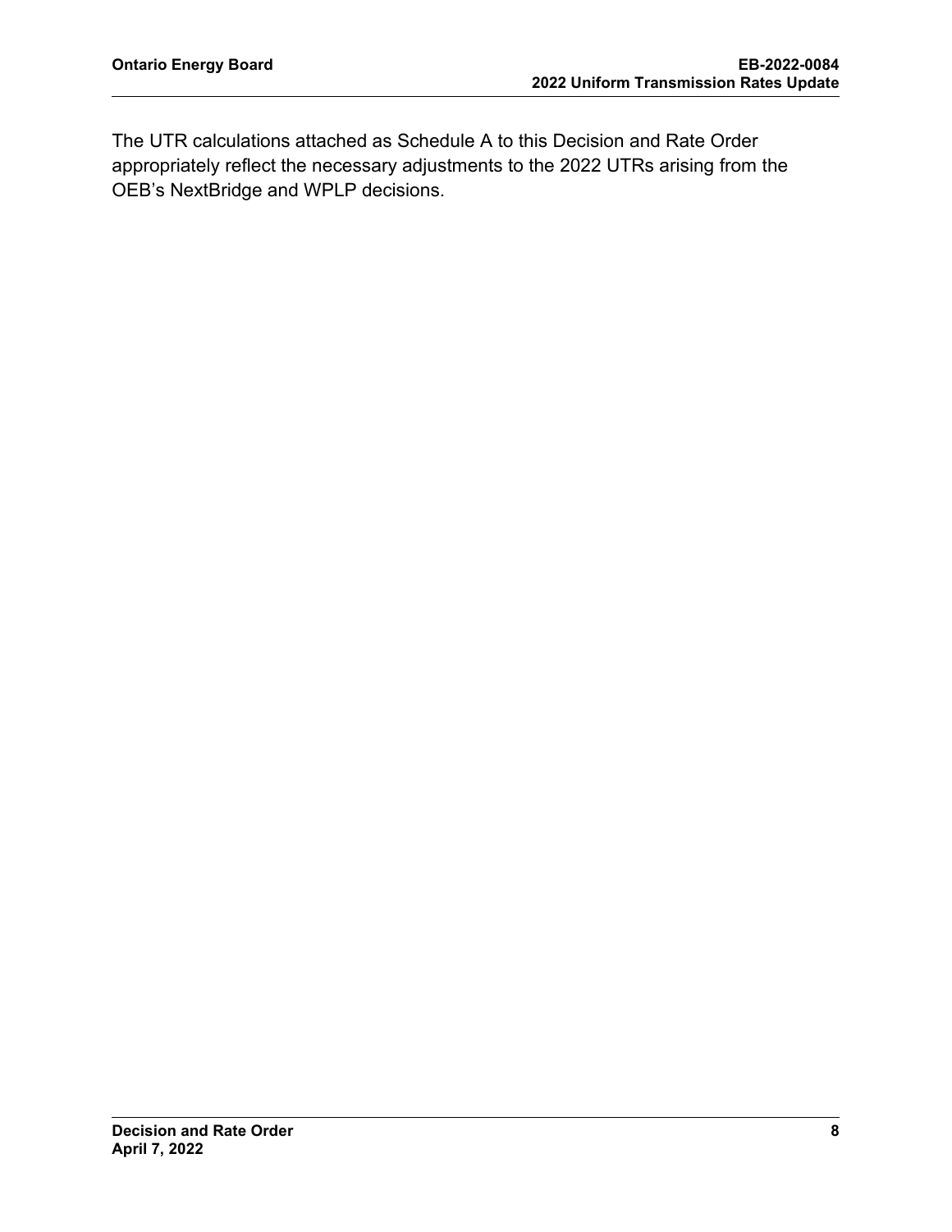The UTR calculations attached as Schedule A to this Decision and Rate Order appropriately reflect the necessary adjustments to the 2022 UTRs arising from the OEB's NextBridge and WPLP decisions.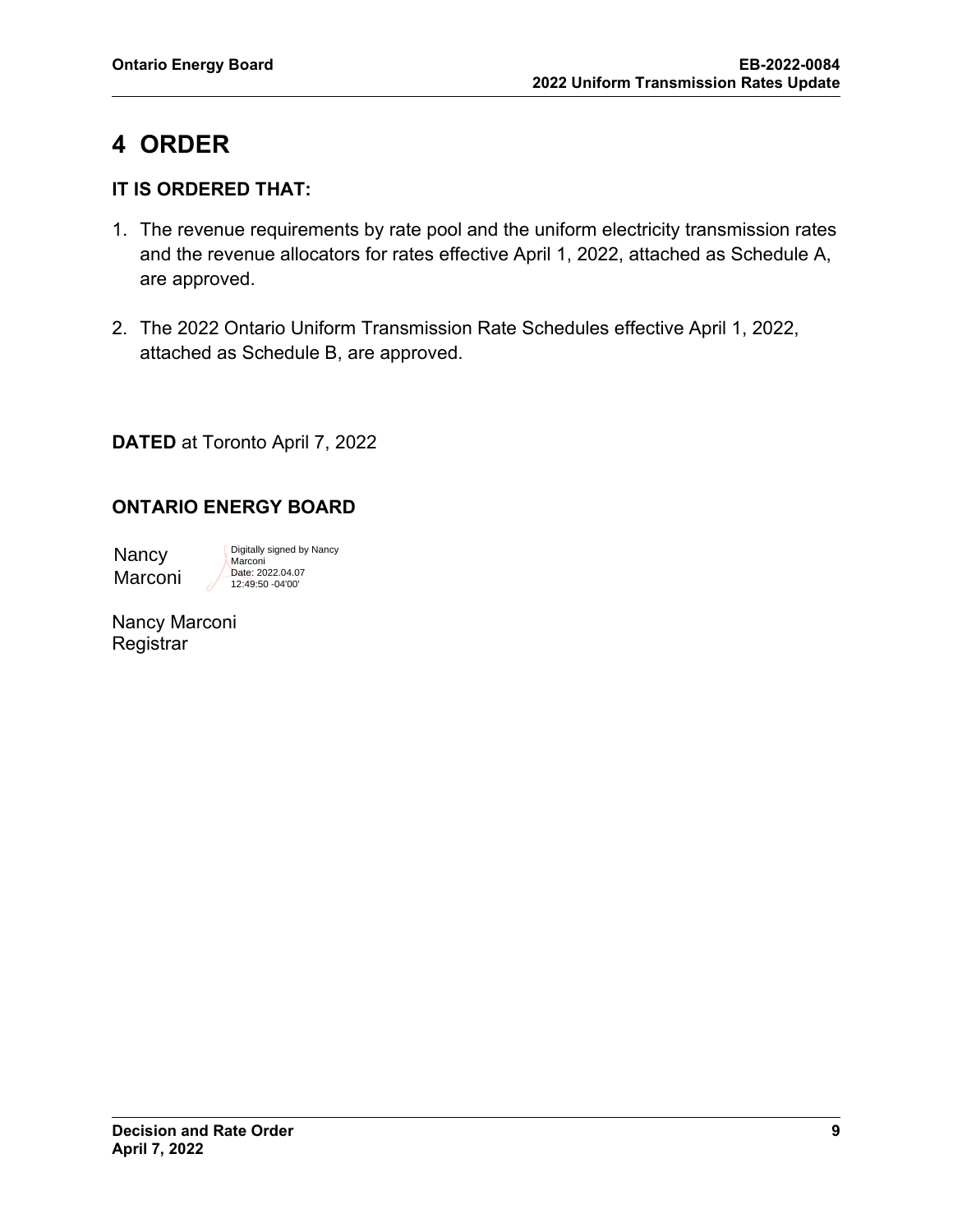# 4 ORDER

**IT IS ORDERED THAT:**

1. The revenue requirements by rate pool and the uniform electricity transmission rates and the revenue allocators for rates effective April 1, 2022, attached as Schedule A, are approved.

2. The 2022 Ontario Uniform Transmission Rate Schedules effective April 1, 2022, attached as Schedule B, are approved.

**DATED** at Toronto April 7, 2022

**ONTARIO ENERGY BOARD**

Nancy Marconi

Digitally signed by Nancy Marconi
Date: 2022.04.07 12:49:50 -04'00'

Nancy Marconi
Registrar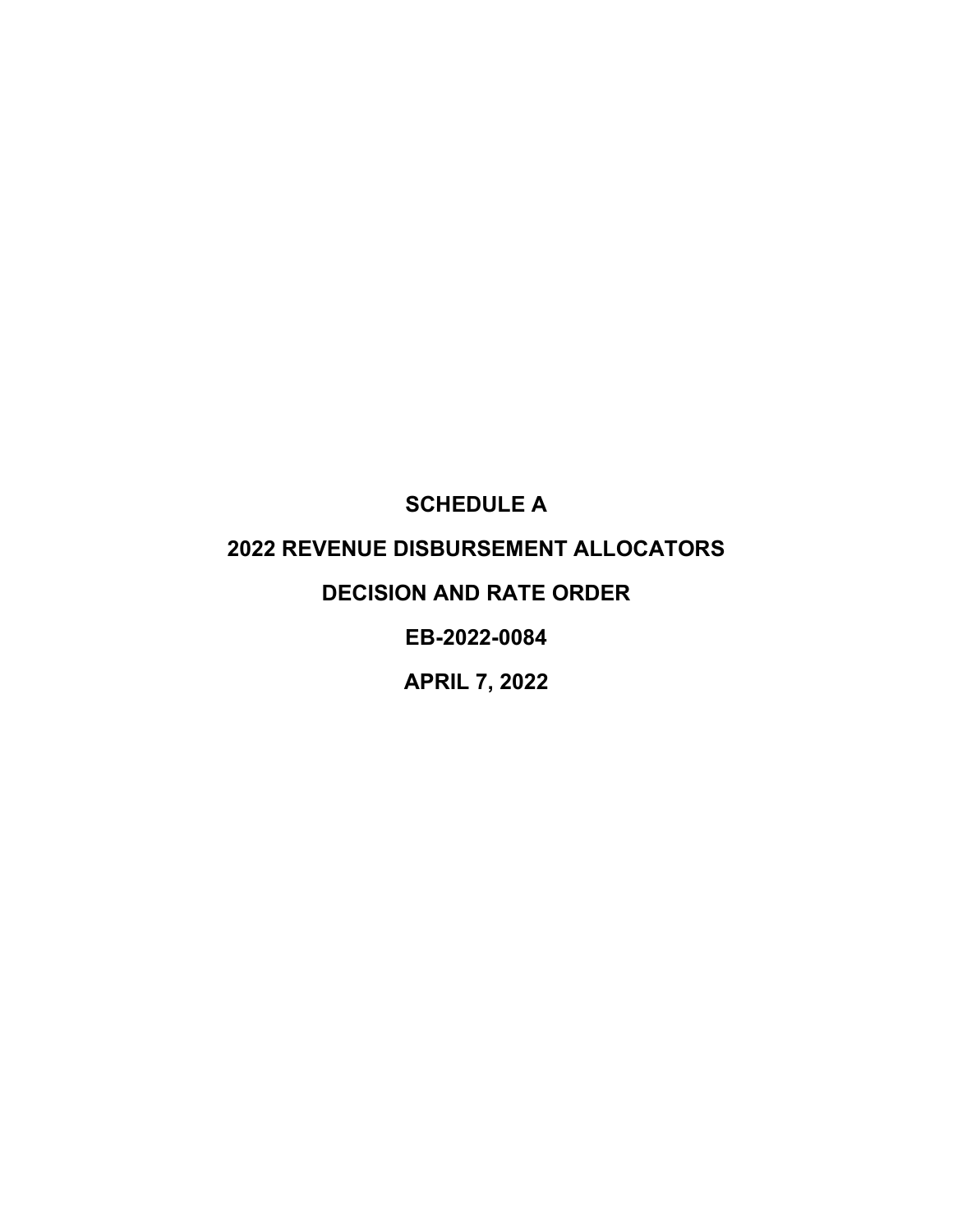**SCHEDULE A**

**2022 REVENUE DISBURSEMENT ALLOCATORS**

**DECISION AND RATE ORDER**

**EB-2022-0084**

**APRIL 7, 2022**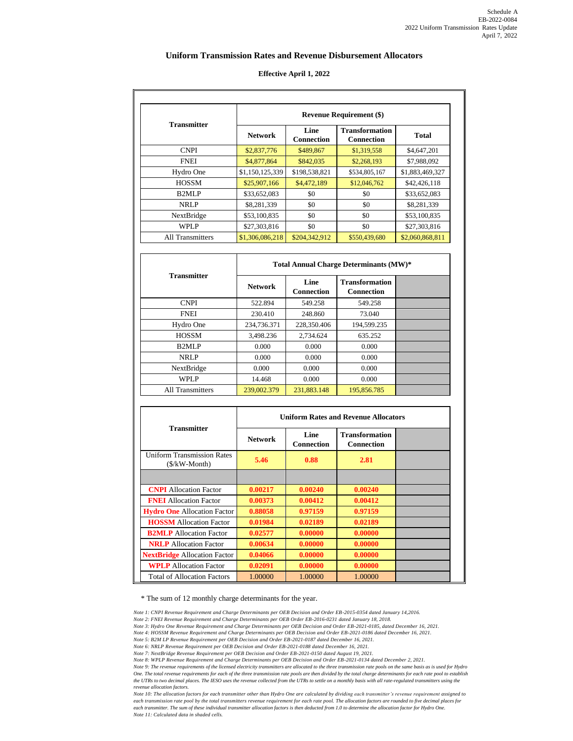Schedule A
EB-2022-0084
2022 Uniform Transmission Rates Update
April 7, 2022

## Uniform Transmission Rates and Revenue Disbursement Allocators

**Effective April 1, 2022**

| Transmitter | Revenue Requirement ($) | | | |
|---|---|---|---|---|
| | Network | Line Connection | Transformation Connection | Total |
| CNPI | $2,837,776 | $489,867 | $1,319,558 | $4,647,201 |
| FNEI | $4,877,864 | $842,035 | $2,268,193 | $7,988,092 |
| Hydro One | $1,150,125,339 | $198,538,821 | $534,805,167 | $1,883,469,327 |
| HOSSM | $25,907,166 | $4,472,189 | $12,046,762 | $42,426,118 |
| B2MLP | $33,652,083 | $0 | $0 | $33,652,083 |
| NRLP | $8,281,339 | $0 | $0 | $8,281,339 |
| NextBridge | $53,100,835 | $0 | $0 | $53,100,835 |
| WPLP | $27,303,816 | $0 | $0 | $27,303,816 |
| All Transmitters | $1,306,086,218 | $204,342,912 | $550,439,680 | $2,060,868,811 |

| Transmitter | Total Annual Charge Determinants (MW)* | | | |
|---|---|---|---|---|
| | Network | Line Connection | Transformation Connection | |
| CNPI | 522.894 | 549.258 | 549.258 | |
| FNEI | 230.410 | 248.860 | 73.040 | |
| Hydro One | 234,736.371 | 228,350.406 | 194,599.235 | |
| HOSSM | 3,498.236 | 2,734.624 | 635.252 | |
| B2MLP | 0.000 | 0.000 | 0.000 | |
| NRLP | 0.000 | 0.000 | 0.000 | |
| NextBridge | 0.000 | 0.000 | 0.000 | |
| WPLP | 14.468 | 0.000 | 0.000 | |
| All Transmitters | 239,002.379 | 231,883.148 | 195,856.785 | |

| Transmitter | Uniform Rates and Revenue Allocators | | | |
|---|---|---|---|---|
| | Network | Line Connection | Transformation Connection | |
| Uniform Transmission Rates ($/kW-Month) | **5.46** | **0.88** | **2.81** | |
| | | | | |
| **CNPI** Allocation Factor | **0.00217** | **0.00240** | **0.00240** | |
| **FNEI** Allocation Factor | **0.00373** | **0.00412** | **0.00412** | |
| **Hydro One** Allocation Factor | **0.88058** | **0.97159** | **0.97159** | |
| **HOSSM** Allocation Factor | **0.01984** | **0.02189** | **0.02189** | |
| **B2MLP** Allocation Factor | **0.02577** | **0.00000** | **0.00000** | |
| **NRLP** Allocation Factor | **0.00634** | **0.00000** | **0.00000** | |
| **NextBridge** Allocation Factor | **0.04066** | **0.00000** | **0.00000** | |
| **WPLP** Allocation Factor | **0.02091** | **0.00000** | **0.00000** | |
| Total of Allocation Factors | 1.00000 | 1.00000 | 1.00000 | |

\* The sum of 12 monthly charge determinants for the year.

*Note 1: CNPI Revenue Requirement and Charge Determinants per OEB Decision and Order EB-2015-0354 dated January 14,2016.*
*Note 2: FNEI Revenue Requirement and Charge Determinants per OEB Order EB-2016-0231 dated January 18, 2018.*
*Note 3: Hydro One Revenue Requirement and Charge Determinants per OEB Decision and Order EB-2021-0185, dated December 16, 2021.*
*Note 4: HOSSM Revenue Requirement and Charge Determinants per OEB Decision and Order EB-2021-0186 dated December 16, 2021.*
*Note 5: B2M LP Revenue Requirement per OEB Decision and Order EB-2021-0187 dated December 16, 2021.*
*Note 6: NRLP Revenue Requirement per OEB Decision and Order EB-2021-0188 dated December 16, 2021.*
*Note 7: NextBridge Revenue Requirement per OEB Decision and Order EB-2021-0150 dated August 19, 2021.*
*Note 8: WPLP Revenue Requirement and Charge Determinants per OEB Decision and Order EB-2021-0134 dated December 2, 2021.*
*Note 9: The revenue requirements of the licensed electricity transmitters are allocated to the three transmission rate pools on the same basis as is used for Hydro One. The total revenue requirements for each of the three transmission rate pools are then divided by the total charge determinants for each rate pool to establish the UTRs to two decimal places. The IESO uses the revenue collected from the UTRs to settle on a monthly basis with all rate-regulated transmitters using the revenue allocation factors.*
*Note 10: The allocation factors for each transmitter other than Hydro One are calculated by dividing each transmitter's revenue requirement assigned to each transmission rate pool by the total transmitters revenue requirement for each rate pool. The allocation factors are rounded to five decimal places for each transmitter. The sum of these individual transmitter allocation factors is then deducted from 1.0 to determine the allocation factor for Hydro One.*
*Note 11: Calculated data in shaded cells.*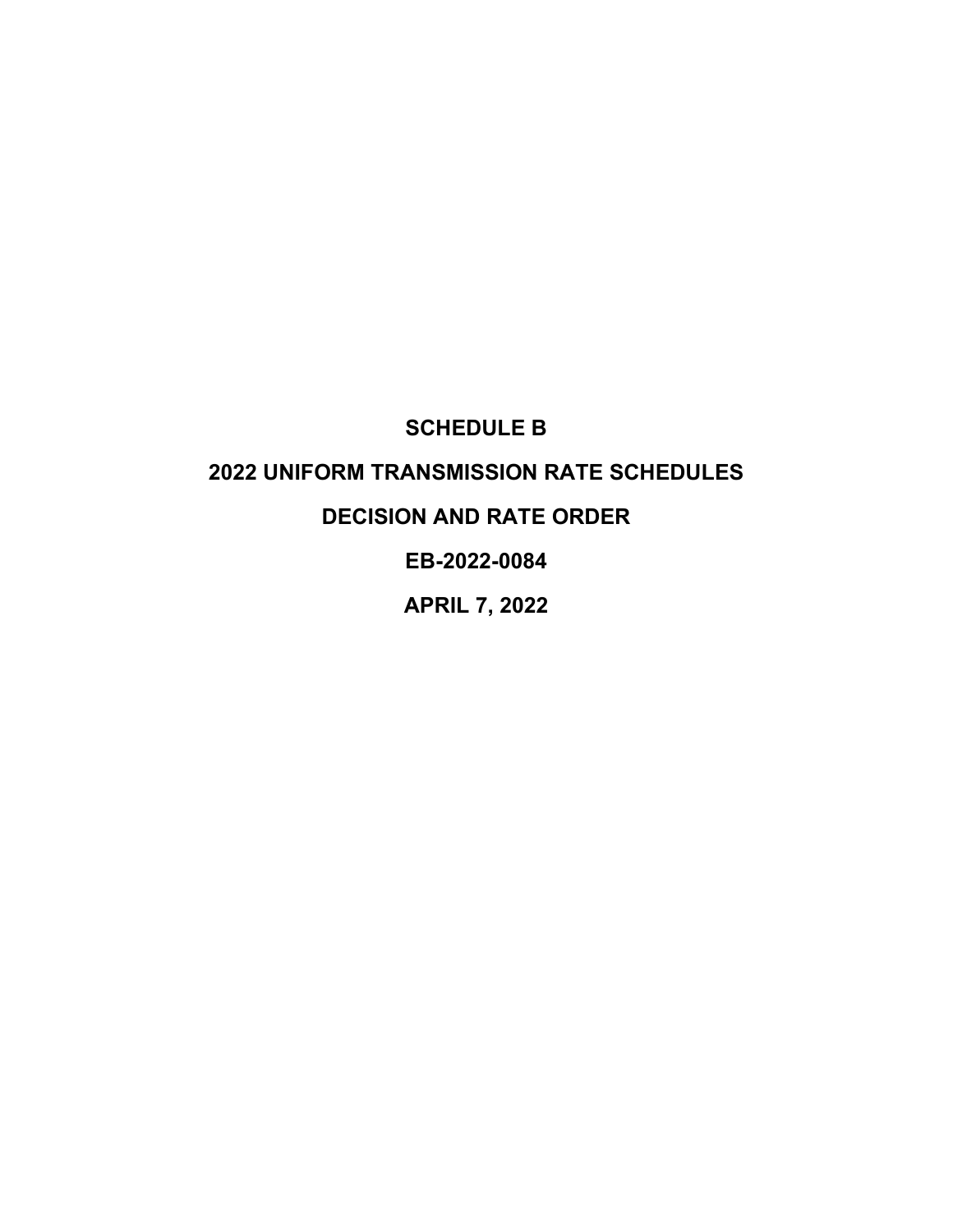# SCHEDULE B

# 2022 UNIFORM TRANSMISSION RATE SCHEDULES

# DECISION AND RATE ORDER

# EB-2022-0084

# APRIL 7, 2022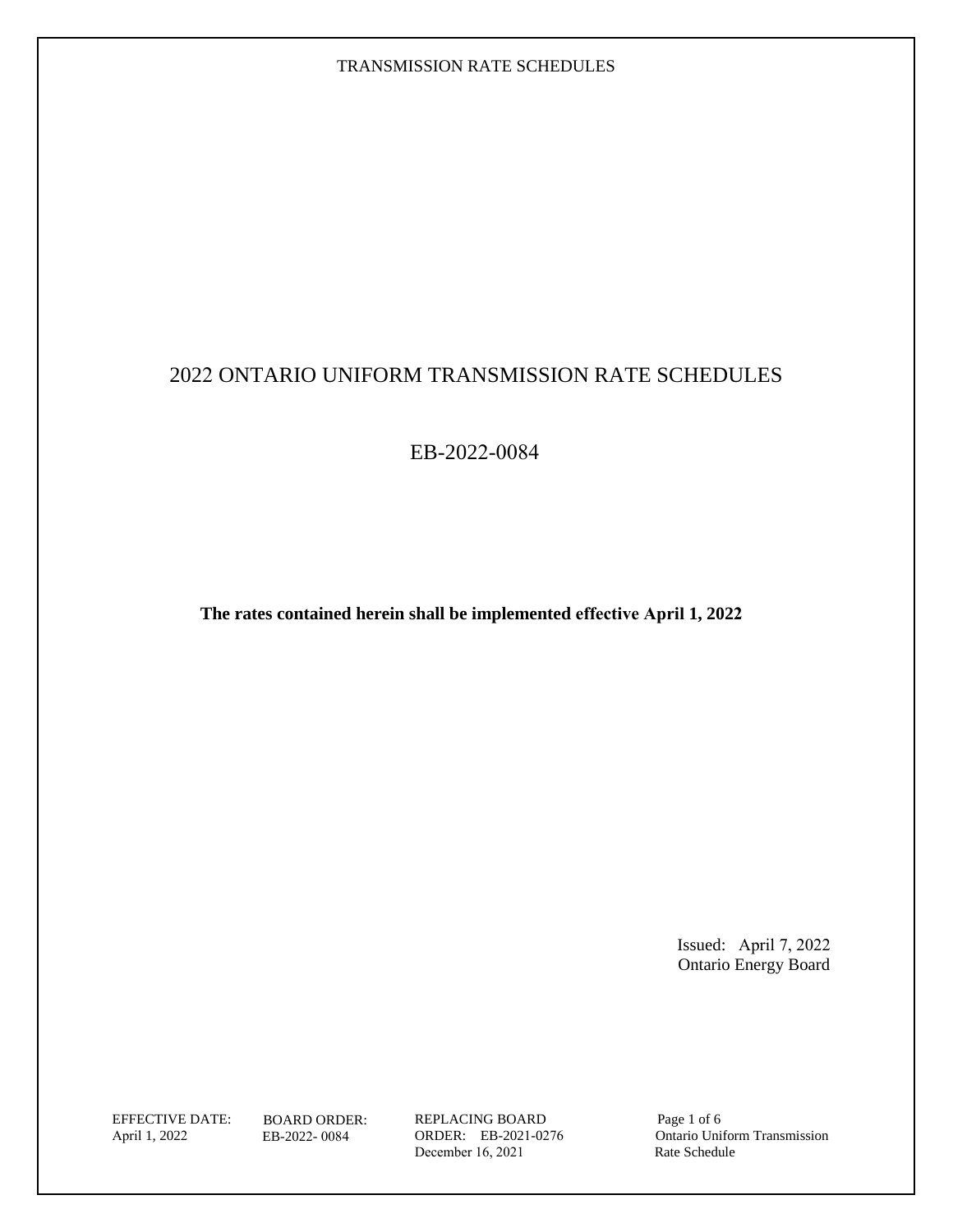# 2022 ONTARIO UNIFORM TRANSMISSION RATE SCHEDULES

## EB-2022-0084

**The rates contained herein shall be implemented effective April 1, 2022**

Issued: April 7, 2022
Ontario Energy Board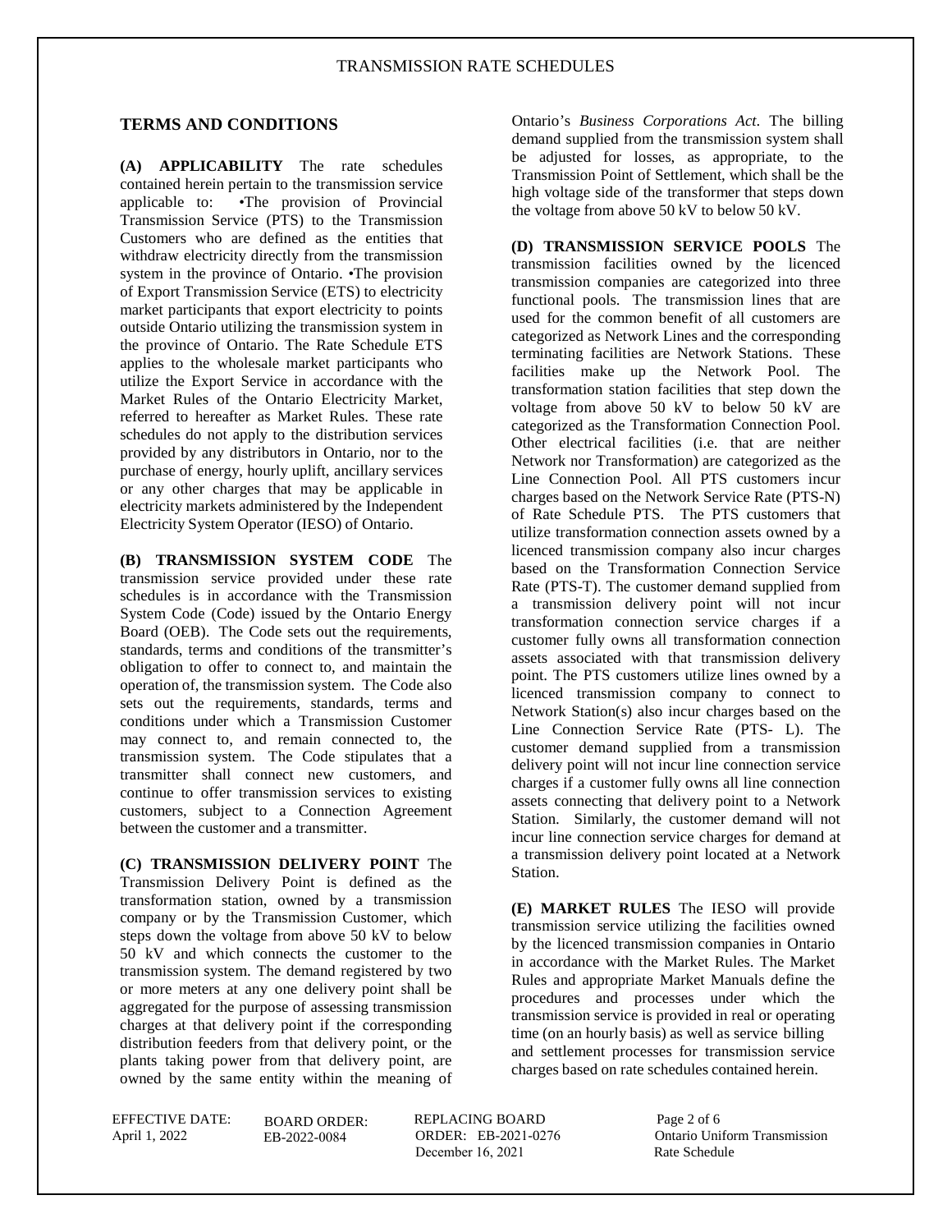## TERMS AND CONDITIONS

**(A) APPLICABILITY** The rate schedules contained herein pertain to the transmission service applicable to: •The provision of Provincial Transmission Service (PTS) to the Transmission Customers who are defined as the entities that withdraw electricity directly from the transmission system in the province of Ontario. •The provision of Export Transmission Service (ETS) to electricity market participants that export electricity to points outside Ontario utilizing the transmission system in the province of Ontario. The Rate Schedule ETS applies to the wholesale market participants who utilize the Export Service in accordance with the Market Rules of the Ontario Electricity Market, referred to hereafter as Market Rules. These rate schedules do not apply to the distribution services provided by any distributors in Ontario, nor to the purchase of energy, hourly uplift, ancillary services or any other charges that may be applicable in electricity markets administered by the Independent Electricity System Operator (IESO) of Ontario.

**(B) TRANSMISSION SYSTEM CODE** The transmission service provided under these rate schedules is in accordance with the Transmission System Code (Code) issued by the Ontario Energy Board (OEB). The Code sets out the requirements, standards, terms and conditions of the transmitter's obligation to offer to connect to, and maintain the operation of, the transmission system. The Code also sets out the requirements, standards, terms and conditions under which a Transmission Customer may connect to, and remain connected to, the transmission system. The Code stipulates that a transmitter shall connect new customers, and continue to offer transmission services to existing customers, subject to a Connection Agreement between the customer and a transmitter.

**(C) TRANSMISSION DELIVERY POINT** The Transmission Delivery Point is defined as the transformation station, owned by a transmission company or by the Transmission Customer, which steps down the voltage from above 50 kV to below 50 kV and which connects the customer to the transmission system. The demand registered by two or more meters at any one delivery point shall be aggregated for the purpose of assessing transmission charges at that delivery point if the corresponding distribution feeders from that delivery point, or the plants taking power from that delivery point, are owned by the same entity within the meaning of Ontario's *Business Corporations Act*. The billing demand supplied from the transmission system shall be adjusted for losses, as appropriate, to the Transmission Point of Settlement, which shall be the high voltage side of the transformer that steps down the voltage from above 50 kV to below 50 kV.

**(D) TRANSMISSION SERVICE POOLS** The transmission facilities owned by the licenced transmission companies are categorized into three functional pools. The transmission lines that are used for the common benefit of all customers are categorized as Network Lines and the corresponding terminating facilities are Network Stations. These facilities make up the Network Pool. The transformation station facilities that step down the voltage from above 50 kV to below 50 kV are categorized as the Transformation Connection Pool. Other electrical facilities (i.e. that are neither Network nor Transformation) are categorized as the Line Connection Pool. All PTS customers incur charges based on the Network Service Rate (PTS-N) of Rate Schedule PTS. The PTS customers that utilize transformation connection assets owned by a licenced transmission company also incur charges based on the Transformation Connection Service Rate (PTS-T). The customer demand supplied from a transmission delivery point will not incur transformation connection service charges if a customer fully owns all transformation connection assets associated with that transmission delivery point. The PTS customers utilize lines owned by a licenced transmission company to connect to Network Station(s) also incur charges based on the Line Connection Service Rate (PTS- L). The customer demand supplied from a transmission delivery point will not incur line connection service charges if a customer fully owns all line connection assets connecting that delivery point to a Network Station. Similarly, the customer demand will not incur line connection service charges for demand at a transmission delivery point located at a Network Station.

**(E) MARKET RULES** The IESO will provide transmission service utilizing the facilities owned by the licenced transmission companies in Ontario in accordance with the Market Rules. The Market Rules and appropriate Market Manuals define the procedures and processes under which the transmission service is provided in real or operating time (on an hourly basis) as well as service billing and settlement processes for transmission service charges based on rate schedules contained herein.

EFFECTIVE DATE: April 1, 2022 | BOARD ORDER: EB-2022-0084 | REPLACING BOARD ORDER: EB-2021-0276 December 16, 2021 | Ontario Uniform Transmission Rate Schedule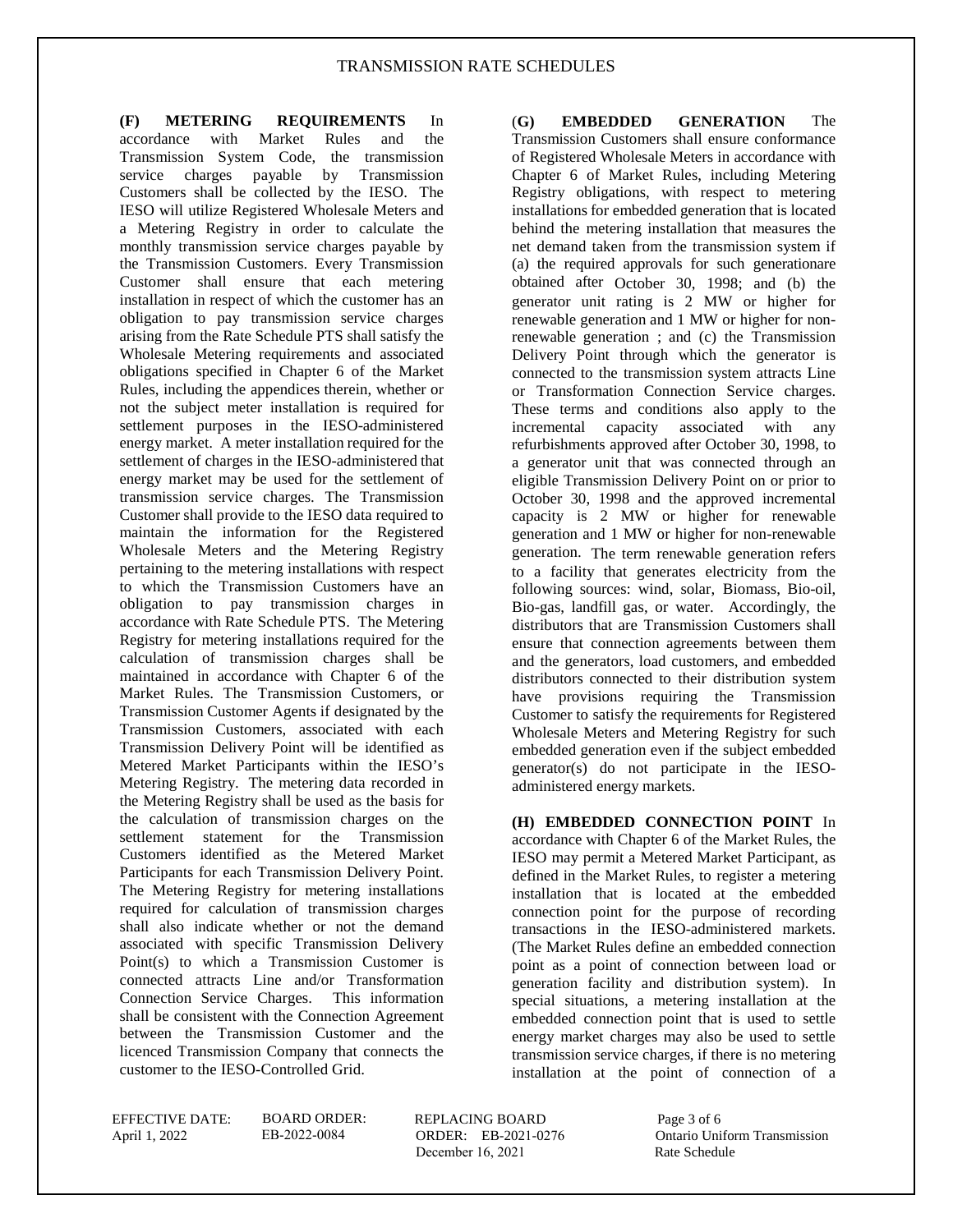**(F) METERING REQUIREMENTS** In accordance with Market Rules and the Transmission System Code, the transmission service charges payable by Transmission Customers shall be collected by the IESO. The IESO will utilize Registered Wholesale Meters and a Metering Registry in order to calculate the monthly transmission service charges payable by the Transmission Customers. Every Transmission Customer shall ensure that each metering installation in respect of which the customer has an obligation to pay transmission service charges arising from the Rate Schedule PTS shall satisfy the Wholesale Metering requirements and associated obligations specified in Chapter 6 of the Market Rules, including the appendices therein, whether or not the subject meter installation is required for settlement purposes in the IESO-administered energy market. A meter installation required for the settlement of charges in the IESO-administered that energy market may be used for the settlement of transmission service charges. The Transmission Customer shall provide to the IESO data required to maintain the information for the Registered Wholesale Meters and the Metering Registry pertaining to the metering installations with respect to which the Transmission Customers have an obligation to pay transmission charges in accordance with Rate Schedule PTS. The Metering Registry for metering installations required for the calculation of transmission charges shall be maintained in accordance with Chapter 6 of the Market Rules. The Transmission Customers, or Transmission Customer Agents if designated by the Transmission Customers, associated with each Transmission Delivery Point will be identified as Metered Market Participants within the IESO's Metering Registry. The metering data recorded in the Metering Registry shall be used as the basis for the calculation of transmission charges on the settlement statement for the Transmission Customers identified as the Metered Market Participants for each Transmission Delivery Point. The Metering Registry for metering installations required for calculation of transmission charges shall also indicate whether or not the demand associated with specific Transmission Delivery Point(s) to which a Transmission Customer is connected attracts Line and/or Transformation Connection Service Charges. This information shall be consistent with the Connection Agreement between the Transmission Customer and the licenced Transmission Company that connects the customer to the IESO-Controlled Grid.

(**G) EMBEDDED GENERATION** The Transmission Customers shall ensure conformance of Registered Wholesale Meters in accordance with Chapter 6 of Market Rules, including Metering Registry obligations, with respect to metering installations for embedded generation that is located behind the metering installation that measures the net demand taken from the transmission system if (a) the required approvals for such generationare obtained after October 30, 1998; and (b) the generator unit rating is 2 MW or higher for renewable generation and 1 MW or higher for non-renewable generation ; and (c) the Transmission Delivery Point through which the generator is connected to the transmission system attracts Line or Transformation Connection Service charges. These terms and conditions also apply to the incremental capacity associated with any refurbishments approved after October 30, 1998, to a generator unit that was connected through an eligible Transmission Delivery Point on or prior to October 30, 1998 and the approved incremental capacity is 2 MW or higher for renewable generation and 1 MW or higher for non-renewable generation. The term renewable generation refers to a facility that generates electricity from the following sources: wind, solar, Biomass, Bio-oil, Bio-gas, landfill gas, or water. Accordingly, the distributors that are Transmission Customers shall ensure that connection agreements between them and the generators, load customers, and embedded distributors connected to their distribution system have provisions requiring the Transmission Customer to satisfy the requirements for Registered Wholesale Meters and Metering Registry for such embedded generation even if the subject embedded generator(s) do not participate in the IESO-administered energy markets.

**(H) EMBEDDED CONNECTION POINT** In accordance with Chapter 6 of the Market Rules, the IESO may permit a Metered Market Participant, as defined in the Market Rules, to register a metering installation that is located at the embedded connection point for the purpose of recording transactions in the IESO-administered markets. (The Market Rules define an embedded connection point as a point of connection between load or generation facility and distribution system). In special situations, a metering installation at the embedded connection point that is used to settle energy market charges may also be used to settle transmission service charges, if there is no metering installation at the point of connection of a

EFFECTIVE DATE: April 1, 2022 | BOARD ORDER: EB-2022-0084 | REPLACING BOARD ORDER: EB-2021-0276 December 16, 2021 | Ontario Uniform Transmission Rate Schedule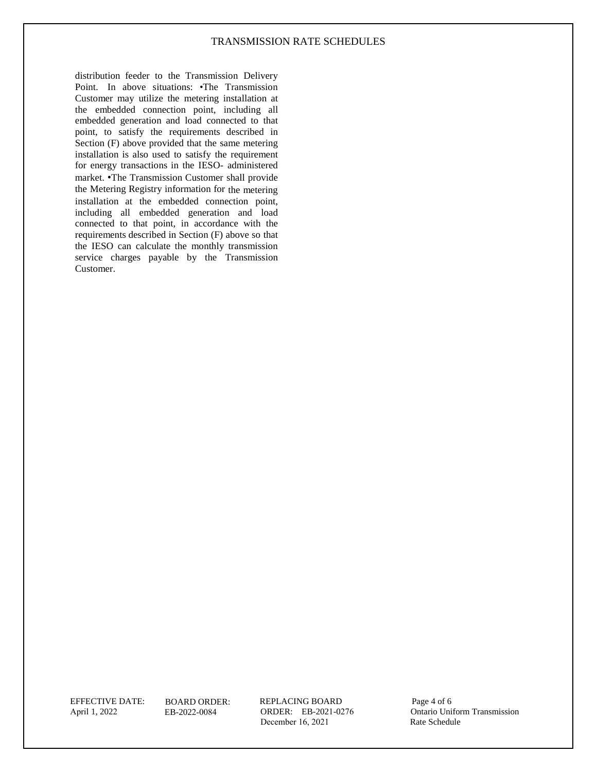distribution feeder to the Transmission Delivery Point. In above situations: •The Transmission Customer may utilize the metering installation at the embedded connection point, including all embedded generation and load connected to that point, to satisfy the requirements described in Section (F) above provided that the same metering installation is also used to satisfy the requirement for energy transactions in the IESO- administered market. •The Transmission Customer shall provide the Metering Registry information for the metering installation at the embedded connection point, including all embedded generation and load connected to that point, in accordance with the requirements described in Section (F) above so that the IESO can calculate the monthly transmission service charges payable by the Transmission Customer.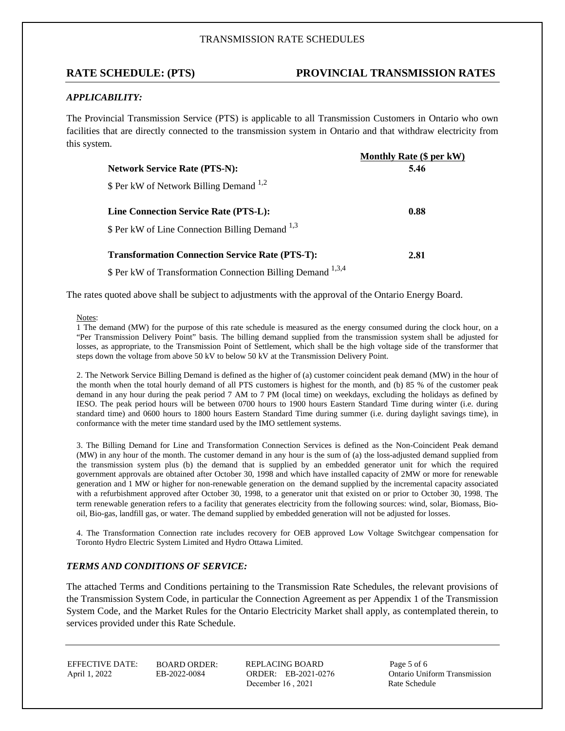TRANSMISSION RATE SCHEDULES

## RATE SCHEDULE: (PTS) PROVINCIAL TRANSMISSION RATES

### *APPLICABILITY:*

The Provincial Transmission Service (PTS) is applicable to all Transmission Customers in Ontario who own facilities that are directly connected to the transmission system in Ontario and that withdraw electricity from this system.

| | Monthly Rate ($ per kW) |
|---|---|
| **Network Service Rate (PTS-N):** | **5.46** |
| $ Per kW of Network Billing Demand [1,2] | |
| **Line Connection Service Rate (PTS-L):** | **0.88** |
| $ Per kW of Line Connection Billing Demand [1,3] | |
| **Transformation Connection Service Rate (PTS-T):** | **2.81** |
| $ Per kW of Transformation Connection Billing Demand [1,3,4] | |

The rates quoted above shall be subject to adjustments with the approval of the Ontario Energy Board.

Notes:

1 The demand (MW) for the purpose of this rate schedule is measured as the energy consumed during the clock hour, on a "Per Transmission Delivery Point" basis. The billing demand supplied from the transmission system shall be adjusted for losses, as appropriate, to the Transmission Point of Settlement, which shall be the high voltage side of the transformer that steps down the voltage from above 50 kV to below 50 kV at the Transmission Delivery Point.

2. The Network Service Billing Demand is defined as the higher of (a) customer coincident peak demand (MW) in the hour of the month when the total hourly demand of all PTS customers is highest for the month, and (b) 85 % of the customer peak demand in any hour during the peak period 7 AM to 7 PM (local time) on weekdays, excluding the holidays as defined by IESO. The peak period hours will be between 0700 hours to 1900 hours Eastern Standard Time during winter (i.e. during standard time) and 0600 hours to 1800 hours Eastern Standard Time during summer (i.e. during daylight savings time), in conformance with the meter time standard used by the IMO settlement systems.

3. The Billing Demand for Line and Transformation Connection Services is defined as the Non-Coincident Peak demand (MW) in any hour of the month. The customer demand in any hour is the sum of (a) the loss-adjusted demand supplied from the transmission system plus (b) the demand that is supplied by an embedded generator unit for which the required government approvals are obtained after October 30, 1998 and which have installed capacity of 2MW or more for renewable generation and 1 MW or higher for non-renewable generation on the demand supplied by the incremental capacity associated with a refurbishment approved after October 30, 1998, to a generator unit that existed on or prior to October 30, 1998. The term renewable generation refers to a facility that generates electricity from the following sources: wind, solar, Biomass, Bio-oil, Bio-gas, landfill gas, or water. The demand supplied by embedded generation will not be adjusted for losses.

4. The Transformation Connection rate includes recovery for OEB approved Low Voltage Switchgear compensation for Toronto Hydro Electric System Limited and Hydro Ottawa Limited.

### *TERMS AND CONDITIONS OF SERVICE:*

The attached Terms and Conditions pertaining to the Transmission Rate Schedules, the relevant provisions of the Transmission System Code, in particular the Connection Agreement as per Appendix 1 of the Transmission System Code, and the Market Rules for the Ontario Electricity Market shall apply, as contemplated therein, to services provided under this Rate Schedule.

| EFFECTIVE DATE: | BOARD ORDER: | REPLACING BOARD | |
|---|---|---|---|
| April 1, 2022 | EB-2022-0084 | ORDER: EB-2021-0276 | Ontario Uniform Transmission |
| | | December 16 , 2021 | Rate Schedule |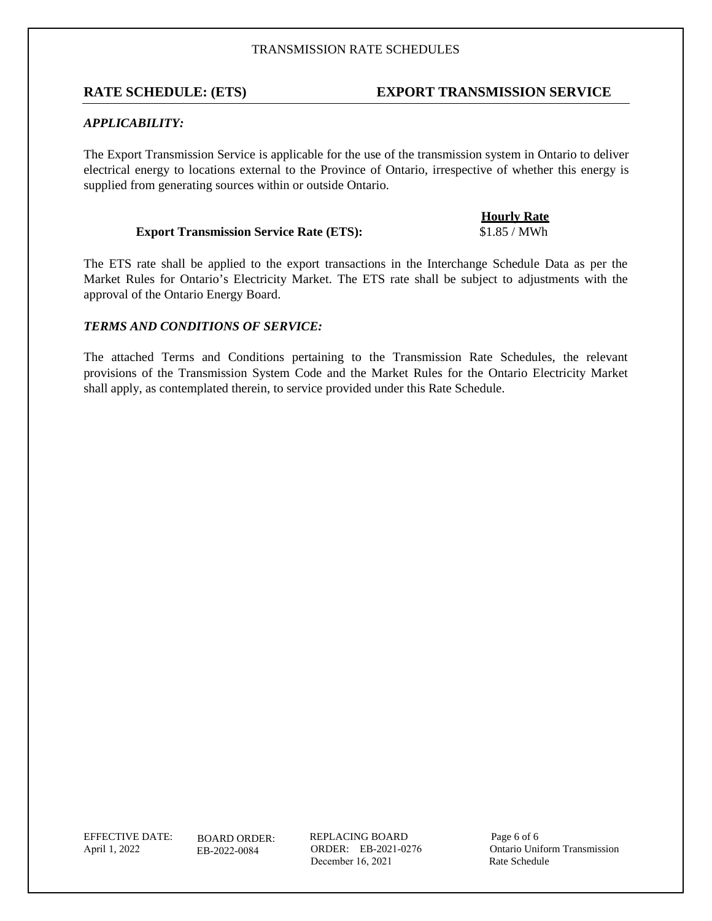## RATE SCHEDULE: (ETS) EXPORT TRANSMISSION SERVICE

***APPLICABILITY:***

The Export Transmission Service is applicable for the use of the transmission system in Ontario to deliver electrical energy to locations external to the Province of Ontario, irrespective of whether this energy is supplied from generating sources within or outside Ontario.

| | Hourly Rate |
|---|---|
| **Export Transmission Service Rate (ETS):** | \$1.85 / MWh |

The ETS rate shall be applied to the export transactions in the Interchange Schedule Data as per the Market Rules for Ontario's Electricity Market. The ETS rate shall be subject to adjustments with the approval of the Ontario Energy Board.

***TERMS AND CONDITIONS OF SERVICE:***

The attached Terms and Conditions pertaining to the Transmission Rate Schedules, the relevant provisions of the Transmission System Code and the Market Rules for the Ontario Electricity Market shall apply, as contemplated therein, to service provided under this Rate Schedule.

EFFECTIVE DATE: April 1, 2022 | BOARD ORDER: EB-2022-0084 | REPLACING BOARD ORDER: EB-2021-0276 December 16, 2021 | Ontario Uniform Transmission Rate Schedule